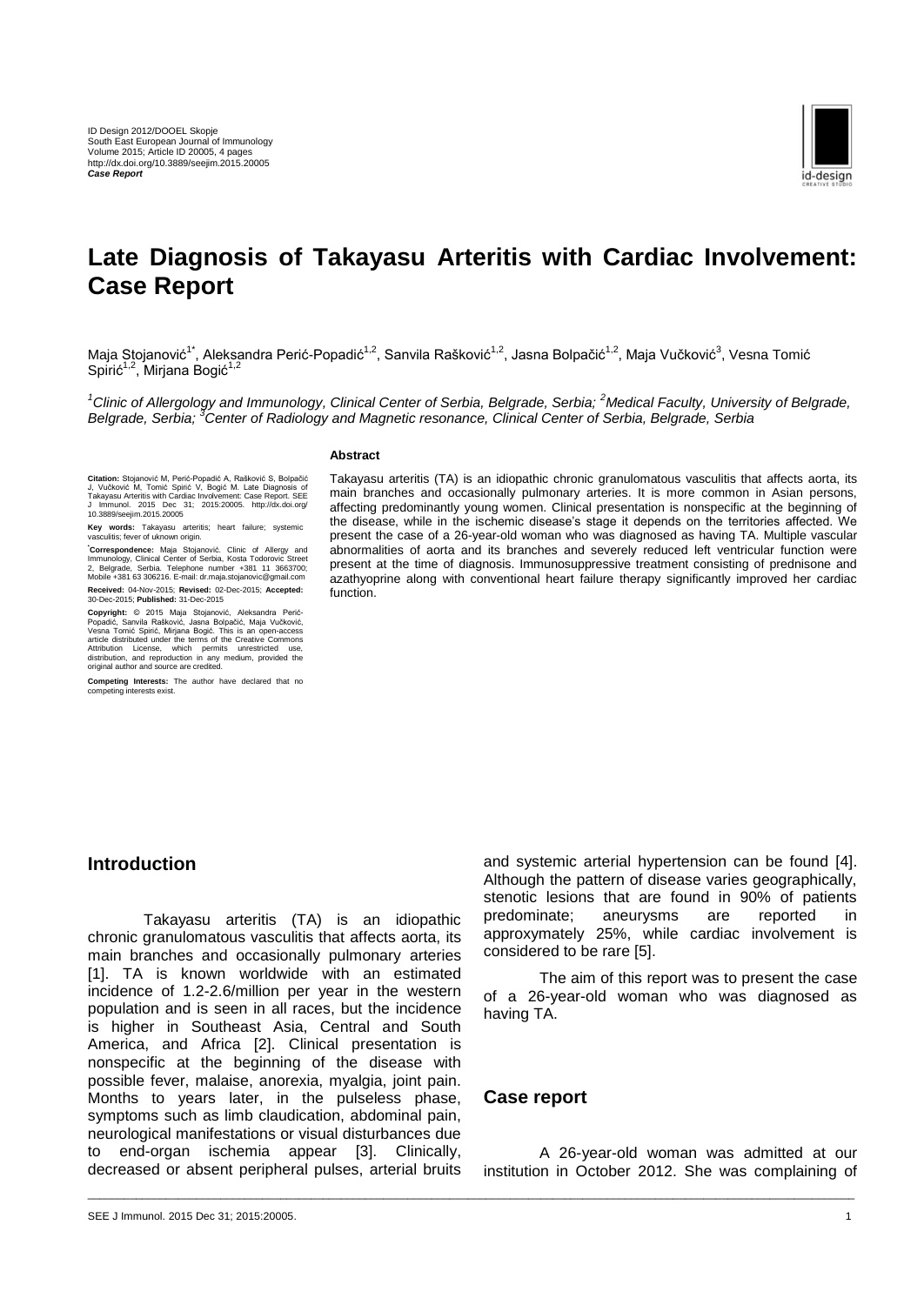# Late Diagnosis of Takayasu Arteritis with Cardiac Involvement: Case Report

Maja Stojanović[1*], Aleksandra Perić-Popadić[1,2], Sanvila Rašković[1,2], Jasna Bolpačić[1,2], Maja Vučković[3], Vesna Tomić Spirić[1,2], Mirjana Bogić[1,2]

*[1]Clinic of Allergology and Immunology, Clinical Center of Serbia, Belgrade, Serbia; [2]Medical Faculty, University of Belgrade, Belgrade, Serbia; [3]Center of Radiology and Magnetic resonance, Clinical Center of Serbia, Belgrade, Serbia*

**Citation:** Stojanović M, Perić-Popadić A, Rašković S, Bolpačić J, Vučković M, Tomić Spirić V, Bogić M. Late Diagnosis of Takayasu Arteritis with Cardiac Involvement: Case Report. SEE J Immunol. 2015 Dec 31; 2015:20005. http://dx.doi.org/10.3889/seejim.2015.20005

**Key words:** Takayasu arteritis; heart failure; systemic vasculitis; fever of uknown origin.

**\*Correspondence:** Maja Stojanović. Clinic of Allergy and Immunology, Clinical Center of Serbia, Kosta Todorovic Street 2, Belgrade, Serbia. Telephone number +381 11 3663700; Mobile +381 63 306216. E-mail: dr.maja.stojanovic@gmail.com

**Received:** 04-Nov-2015; **Revised:** 02-Dec-2015; **Accepted:** 30-Dec-2015; **Published:** 31-Dec-2015

**Copyright:** © 2015 Maja Stojanović, Aleksandra Perić-Popadić, Sanvila Rašković, Jasna Bolpačić, Maja Vučković, Vesna Tomić Spirić, Mirjana Bogić. This is an open-access article distributed under the terms of the Creative Commons Attribution License, which permits unrestricted use, distribution, and reproduction in any medium, provided the original author and source are credited.

**Competing Interests:** The author have declared that no competing interests exist.

## Abstract

Takayasu arteritis (TA) is an idiopathic chronic granulomatous vasculitis that affects aorta, its main branches and occasionally pulmonary arteries. It is more common in Asian persons, affecting predominantly young women. Clinical presentation is nonspecific at the beginning of the disease, while in the ischemic disease's stage it depends on the territories affected. We present the case of a 26-year-old woman who was diagnosed as having TA. Multiple vascular abnormalities of aorta and its branches and severely reduced left ventricular function were present at the time of diagnosis. Immunosuppressive treatment consisting of prednisone and azathyoprine along with conventional heart failure therapy significantly improved her cardiac function.

## Introduction

Takayasu arteritis (TA) is an idiopathic chronic granulomatous vasculitis that affects aorta, its main branches and occasionally pulmonary arteries [1]. TA is known worldwide with an estimated incidence of 1.2-2.6/million per year in the western population and is seen in all races, but the incidence is higher in Southeast Asia, Central and South America, and Africa [2]. Clinical presentation is nonspecific at the beginning of the disease with possible fever, malaise, anorexia, myalgia, joint pain. Months to years later, in the pulseless phase, symptoms such as limb claudication, abdominal pain, neurological manifestations or visual disturbances due to end-organ ischemia appear [3]. Clinically, decreased or absent peripheral pulses, arterial bruits and systemic arterial hypertension can be found [4]. Although the pattern of disease varies geographically, stenotic lesions that are found in 90% of patients predominate; aneurysms are reported in approxymately 25%, while cardiac involvement is considered to be rare [5].

The aim of this report was to present the case of a 26-year-old woman who was diagnosed as having TA.

## Case report

A 26-year-old woman was admitted at our institution in October 2012. She was complaining of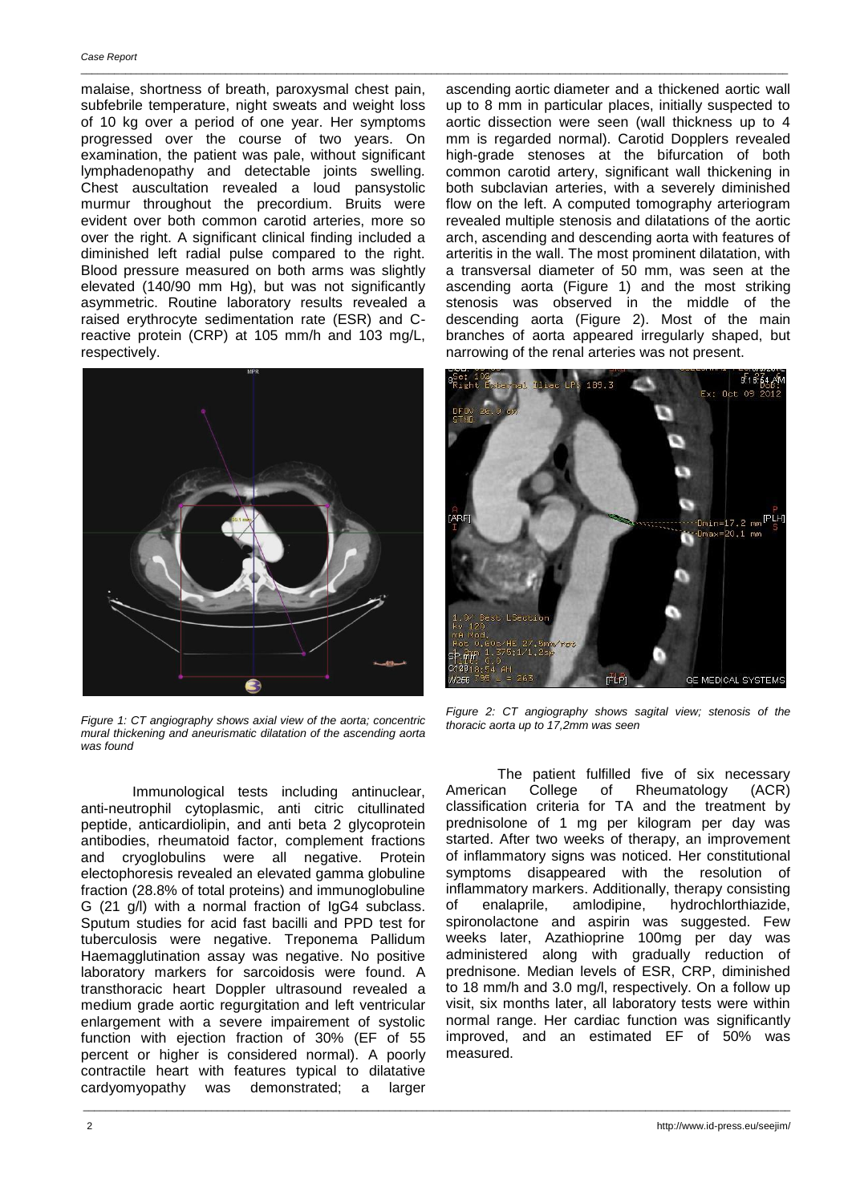malaise, shortness of breath, paroxysmal chest pain, subfebrile temperature, night sweats and weight loss of 10 kg over a period of one year. Her symptoms progressed over the course of two years. On examination, the patient was pale, without significant lymphadenopathy and detectable joints swelling. Chest auscultation revealed a loud pansystolic murmur throughout the precordium. Bruits were evident over both common carotid arteries, more so over the right. A significant clinical finding included a diminished left radial pulse compared to the right. Blood pressure measured on both arms was slightly elevated (140/90 mm Hg), but was not significantly asymmetric. Routine laboratory results revealed a raised erythrocyte sedimentation rate (ESR) and C-reactive protein (CRP) at 105 mm/h and 103 mg/L, respectively.

*Figure 1: CT angiography shows axial view of the aorta; concentric mural thickening and aneurismatic dilatation of the ascending aorta was found*

Immunological tests including antinuclear, anti-neutrophil cytoplasmic, anti citric citullinated peptide, anticardiolipin, and anti beta 2 glycoprotein antibodies, rheumatoid factor, complement fractions and cryoglobulins were all negative. Protein electophoresis revealed an elevated gamma globuline fraction (28.8% of total proteins) and immunoglobuline G (21 g/l) with a normal fraction of IgG4 subclass. Sputum studies for acid fast bacilli and PPD test for tuberculosis were negative. Treponema Pallidum Haemagglutination assay was negative. No positive laboratory markers for sarcoidosis were found. A transthoracic heart Doppler ultrasound revealed a medium grade aortic regurgitation and left ventricular enlargement with a severe impairement of systolic function with ejection fraction of 30% (EF of 55 percent or higher is considered normal). A poorly contractile heart with features typical to dilatative cardyomyopathy was demonstrated; a larger ascending aortic diameter and a thickened aortic wall up to 8 mm in particular places, initially suspected to aortic dissection were seen (wall thickness up to 4 mm is regarded normal). Carotid Dopplers revealed high-grade stenoses at the bifurcation of both common carotid artery, significant wall thickening in both subclavian arteries, with a severely diminished flow on the left. A computed tomography arteriogram revealed multiple stenosis and dilatations of the aortic arch, ascending and descending aorta with features of arteritis in the wall. The most prominent dilatation, with a transversal diameter of 50 mm, was seen at the ascending aorta (Figure 1) and the most striking stenosis was observed in the middle of the descending aorta (Figure 2). Most of the main branches of aorta appeared irregularly shaped, but narrowing of the renal arteries was not present.

*Figure 2: CT angiography shows sagital view; stenosis of the thoracic aorta up to 17,2mm was seen*

The patient fulfilled five of six necessary American College of Rheumatology (ACR) classification criteria for TA and the treatment by prednisolone of 1 mg per kilogram per day was started. After two weeks of therapy, an improvement of inflammatory signs was noticed. Her constitutional symptoms disappeared with the resolution of inflammatory markers. Additionally, therapy consisting of enalaprile, amlodipine, hydrochlorthiazide, spironolactone and aspirin was suggested. Few weeks later, Azathioprine 100mg per day was administered along with gradually reduction of prednisone. Median levels of ESR, CRP, diminished to 18 mm/h and 3.0 mg/l, respectively. On a follow up visit, six months later, all laboratory tests were within normal range. Her cardiac function was significantly improved, and an estimated EF of 50% was measured.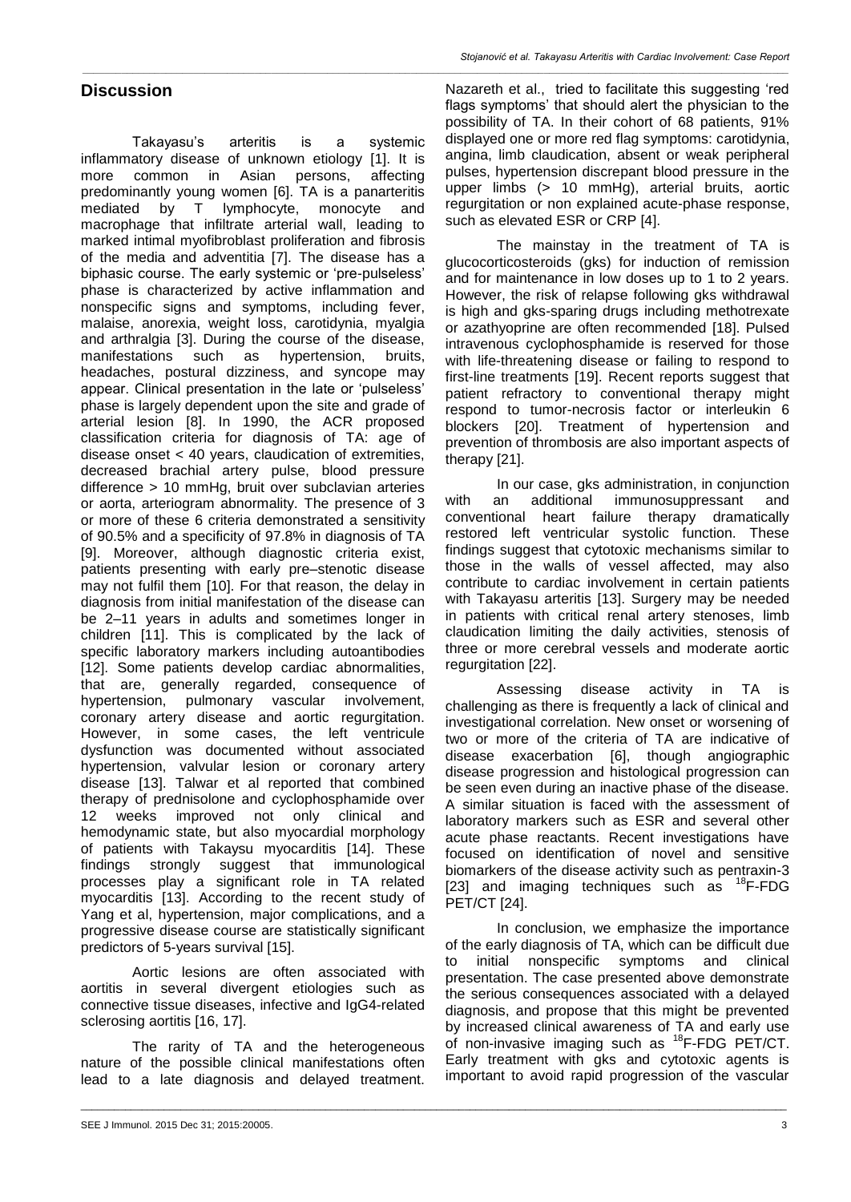## Discussion

Takayasu's arteritis is a systemic inflammatory disease of unknown etiology [1]. It is more common in Asian persons, affecting predominantly young women [6]. TA is a panarteritis mediated by T lymphocyte, monocyte and macrophage that infiltrate arterial wall, leading to marked intimal myofibroblast proliferation and fibrosis of the media and adventitia [7]. The disease has a biphasic course. The early systemic or 'pre-pulseless' phase is characterized by active inflammation and nonspecific signs and symptoms, including fever, malaise, anorexia, weight loss, carotidynia, myalgia and arthralgia [3]. During the course of the disease, manifestations such as hypertension, bruits, headaches, postural dizziness, and syncope may appear. Clinical presentation in the late or 'pulseless' phase is largely dependent upon the site and grade of arterial lesion [8]. In 1990, the ACR proposed classification criteria for diagnosis of TA: age of disease onset < 40 years, claudication of extremities, decreased brachial artery pulse, blood pressure difference > 10 mmHg, bruit over subclavian arteries or aorta, arteriogram abnormality. The presence of 3 or more of these 6 criteria demonstrated a sensitivity of 90.5% and a specificity of 97.8% in diagnosis of TA [9]. Moreover, although diagnostic criteria exist, patients presenting with early pre–stenotic disease may not fulfil them [10]. For that reason, the delay in diagnosis from initial manifestation of the disease can be 2–11 years in adults and sometimes longer in children [11]. This is complicated by the lack of specific laboratory markers including autoantibodies [12]. Some patients develop cardiac abnormalities, that are, generally regarded, consequence of hypertension, pulmonary vascular involvement, coronary artery disease and aortic regurgitation. However, in some cases, the left ventricule dysfunction was documented without associated hypertension, valvular lesion or coronary artery disease [13]. Talwar et al reported that combined therapy of prednisolone and cyclophosphamide over 12 weeks improved not only clinical and hemodynamic state, but also myocardial morphology of patients with Takaysu myocarditis [14]. These findings strongly suggest that immunological processes play a significant role in TA related myocarditis [13]. According to the recent study of Yang et al, hypertension, major complications, and a progressive disease course are statistically significant predictors of 5-years survival [15].

Aortic lesions are often associated with aortitis in several divergent etiologies such as connective tissue diseases, infective and IgG4-related sclerosing aortitis [16, 17].

The rarity of TA and the heterogeneous nature of the possible clinical manifestations often lead to a late diagnosis and delayed treatment. Nazareth et al., tried to facilitate this suggesting 'red flags symptoms' that should alert the physician to the possibility of TA. In their cohort of 68 patients, 91% displayed one or more red flag symptoms: carotidynia, angina, limb claudication, absent or weak peripheral pulses, hypertension discrepant blood pressure in the upper limbs (> 10 mmHg), arterial bruits, aortic regurgitation or non explained acute-phase response, such as elevated ESR or CRP [4].

The mainstay in the treatment of TA is glucocorticosteroids (gks) for induction of remission and for maintenance in low doses up to 1 to 2 years. However, the risk of relapse following gks withdrawal is high and gks-sparing drugs including methotrexate or azathyoprine are often recommended [18]. Pulsed intravenous cyclophosphamide is reserved for those with life-threatening disease or failing to respond to first-line treatments [19]. Recent reports suggest that patient refractory to conventional therapy might respond to tumor-necrosis factor or interleukin 6 blockers [20]. Treatment of hypertension and prevention of thrombosis are also important aspects of therapy [21].

In our case, gks administration, in conjunction with an additional immunosuppressant and conventional heart failure therapy dramatically restored left ventricular systolic function. These findings suggest that cytotoxic mechanisms similar to those in the walls of vessel affected, may also contribute to cardiac involvement in certain patients with Takayasu arteritis [13]. Surgery may be needed in patients with critical renal artery stenoses, limb claudication limiting the daily activities, stenosis of three or more cerebral vessels and moderate aortic regurgitation [22].

Assessing disease activity in TA is challenging as there is frequently a lack of clinical and investigational correlation. New onset or worsening of two or more of the criteria of TA are indicative of disease exacerbation [6], though angiographic disease progression and histological progression can be seen even during an inactive phase of the disease. A similar situation is faced with the assessment of laboratory markers such as ESR and several other acute phase reactants. Recent investigations have focused on identification of novel and sensitive biomarkers of the disease activity such as pentraxin-3 [23] and imaging techniques such as $^{18}$F-FDG PET/CT [24].

In conclusion, we emphasize the importance of the early diagnosis of TA, which can be difficult due to initial nonspecific symptoms and clinical presentation. The case presented above demonstrate the serious consequences associated with a delayed diagnosis, and propose that this might be prevented by increased clinical awareness of TA and early use of non-invasive imaging such as $^{18}$F-FDG PET/CT. Early treatment with gks and cytotoxic agents is important to avoid rapid progression of the vascular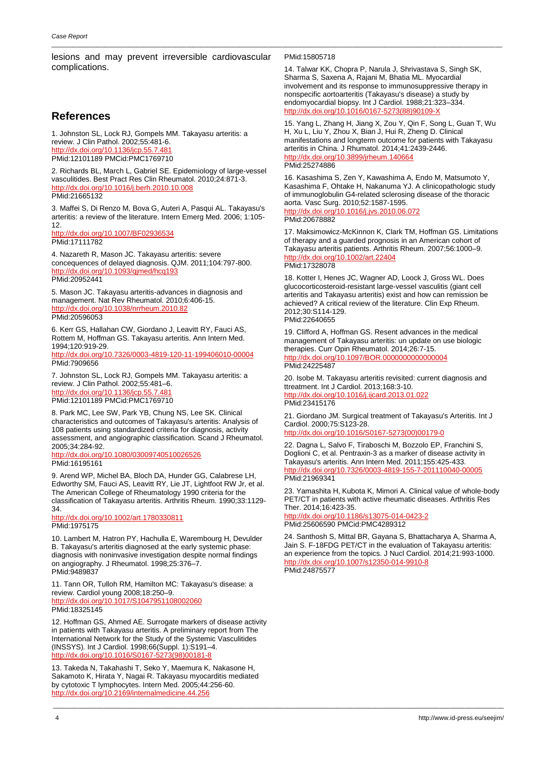lesions and may prevent irreversible cardiovascular complications.

## References

1. Johnston SL, Lock RJ, Gompels MM. Takayasu arteritis: a review. J Clin Pathol. 2002;55:481-6.
http://dx.doi.org/10.1136/jcp.55.7.481
PMid:12101189 PMCid:PMC1769710

2. Richards BL, March L, Gabriel SE. Epidemiology of large-vessel vasculitides. Best Pract Res Clin Rheumatol. 2010;24:871-3.
http://dx.doi.org/10.1016/j.berh.2010.10.008
PMid:21665132

3. Maffei S, Di Renzo M, Bova G, Auteri A, Pasqui AL. Takayasu's arteritis: a review of the literature. Intern Emerg Med. 2006; 1:105-12.
http://dx.doi.org/10.1007/BF02936534
PMid:17111782

4. Nazareth R, Mason JC. Takayasu arteritis: severe concequences of delayed diagnosis. QJM. 2011;104:797-800.
http://dx.doi.org/10.1093/qjmed/hcq193
PMid:20952441

5. Mason JC. Takayasu arteritis-advances in diagnosis and management. Nat Rev Rheumatol. 2010;6:406-15.
http://dx.doi.org/10.1038/nrrheum.2010.82
PMid:20596053

6. Kerr GS, Hallahan CW, Giordano J, Leavitt RY, Fauci AS, Rottem M, Hoffman GS. Takayasu arteritis. Ann Intern Med. 1994;120:919-29.
http://dx.doi.org/10.7326/0003-4819-120-11-199406010-00004
PMid:7909656

7. Johnston SL, Lock RJ, Gompels MM. Takayasu arteritis: a review. J Clin Pathol. 2002;55:481–6.
http://dx.doi.org/10.1136/jcp.55.7.481
PMid:12101189 PMCid:PMC1769710

8. Park MC, Lee SW, Park YB, Chung NS, Lee SK. Clinical characteristics and outcomes of Takayasu's arteritis: Analysis of 108 patients using standardized criteria for diagnosis, activity assessment, and angiographic classification. Scand J Rheumatol. 2005;34:284-92.
http://dx.doi.org/10.1080/03009740510026526
PMid:16195161

9. Arend WP, Michel BA, Bloch DA, Hunder GG, Calabrese LH, Edworthy SM, Fauci AS, Leavitt RY, Lie JT, Lightfoot RW Jr, et al. The American College of Rheumatology 1990 criteria for the classification of Takayasu arteritis. Arthritis Rheum. 1990;33:1129-34.
http://dx.doi.org/10.1002/art.1780330811
PMid:1975175

10. Lambert M, Hatron PY, Hachulla E, Warembourg H, Devulder B. Takayasu's arteritis diagnosed at the early systemic phase: diagnosis with noninvasive investigation despite normal findings on angiography. J Rheumatol. 1998;25:376–7.
PMid:9489837

11. Tann OR, Tulloh RM, Hamilton MC: Takayasu's disease: a review. Cardiol young 2008;18:250–9.
http://dx.doi.org/10.1017/S1047951108002060
PMid:18325145

12. Hoffman GS, Ahmed AE. Surrogate markers of disease activity in patients with Takayasu arteritis. A preliminary report from The International Network for the Study of the Systemic Vasculitides (INSSYS). Int J Cardiol. 1998;66(Suppl. 1):S191–4.
http://dx.doi.org/10.1016/S0167-5273(98)00181-8

13. Takeda N, Takahashi T, Seko Y, Maemura K, Nakasone H, Sakamoto K, Hirata Y, Nagai R. Takayasu myocarditis mediated by cytotoxic T lymphocytes. Intern Med. 2005;44:256-60.
http://dx.doi.org/10.2169/internalmedicine.44.256
PMid:15805718

14. Talwar KK, Chopra P, Narula J, Shrivastava S, Singh SK, Sharma S, Saxena A, Rajani M, Bhatia ML. Myocardial involvement and its response to immunosuppressive therapy in nonspecific aortoarteritis (Takayasu's disease) a study by endomyocardial biopsy. Int J Cardiol. 1988;21:323–334.
http://dx.doi.org/10.1016/0167-5273(88)90109-X

15. Yang L, Zhang H, Jiang X, Zou Y, Qin F, Song L, Guan T, Wu H, Xu L, Liu Y, Zhou X, Bian J, Hui R, Zheng D. Clinical manifestations and longterm outcome for patients with Takayasu arteritis in China. J Rhumatol. 2014;41:2439-2446.
http://dx.doi.org/10.3899/jrheum.140664
PMid:25274886

16. Kasashima S, Zen Y, Kawashima A, Endo M, Matsumoto Y, Kasashima F, Ohtake H, Nakanuma YJ. A clinicopathologic study of immunoglobulin G4-related sclerosing disease of the thoracic aorta. Vasc Surg. 2010;52:1587-1595.
http://dx.doi.org/10.1016/j.jvs.2010.06.072
PMid:20678882

17. Maksimowicz-McKinnon K, Clark TM, Hoffman GS. Limitations of therapy and a guarded prognosis in an American cohort of Takayasu arteritis patients. Arthritis Rheum. 2007;56:1000–9.
http://dx.doi.org/10.1002/art.22404
PMid:17328078

18. Kotter I, Henes JC, Wagner AD, Loock J, Gross WL. Does glucocorticosteroid-resistant large-vessel vasculitis (giant cell arteritis and Takayasu arteritis) exist and how can remission be achieved? A critical review of the literature. Clin Exp Rheum. 2012;30:S114-129.
PMid:22640655

19. Clifford A, Hoffman GS. Resent advances in the medical management of Takayasu arteritis: un update on use biologic therapies. Curr Opin Rheumatol. 2014;26:7-15.
http://dx.doi.org/10.1097/BOR.0000000000000004
PMid:24225487

20. Isobe M. Takayasu arteritis revisited: current diagnosis and ttreatment. Int J Cardiol. 2013;168:3-10.
http://dx.doi.org/10.1016/j.ijcard.2013.01.022
PMid:23415176

21. Giordano JM. Surgical treatment of Takayasu's Arteritis. Int J Cardiol. 2000;75:S123-28.
http://dx.doi.org/10.1016/S0167-5273(00)00179-0

22. Dagna L, Salvo F, Tiraboschi M, Bozzolo EP, Franchini S, Doglioni C, et al. Pentraxin-3 as a marker of disease activity in Takayasu's arteritis. Ann Intern Med. 2011;155:425-433.
http://dx.doi.org/10.7326/0003-4819-155-7-201110040-00005
PMid:21969341

23. Yamashita H, Kubota K, Mimori A. Clinical value of whole-body PET/CT in patients with active rheumatic diseases. Arthritis Res Ther. 2014;16:423-35.
http://dx.doi.org/10.1186/s13075-014-0423-2
PMid:25606590 PMCid:PMC4289312

24. Santhosh S, Mittal BR, Gayana S, Bhattacharya A, Sharma A, Jain S. F-18FDG PET/CT in the evaluation of Takayasu arteritis: an experience from the topics. J Nucl Cardiol. 2014;21:993-1000.
http://dx.doi.org/10.1007/s12350-014-9910-8
PMid:24875577